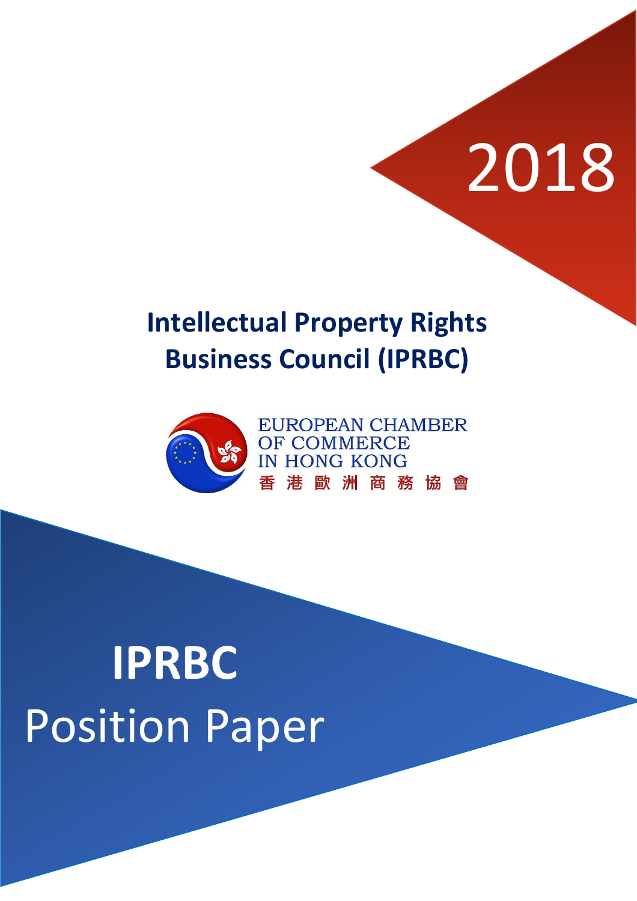2018

# Intellectual Property Rights Business Council (IPRBC)

EUROPEAN CHAMBER OF COMMERCE IN HONG KONG
香 港 歐 洲 商 務 協 會

# IPRBC Position Paper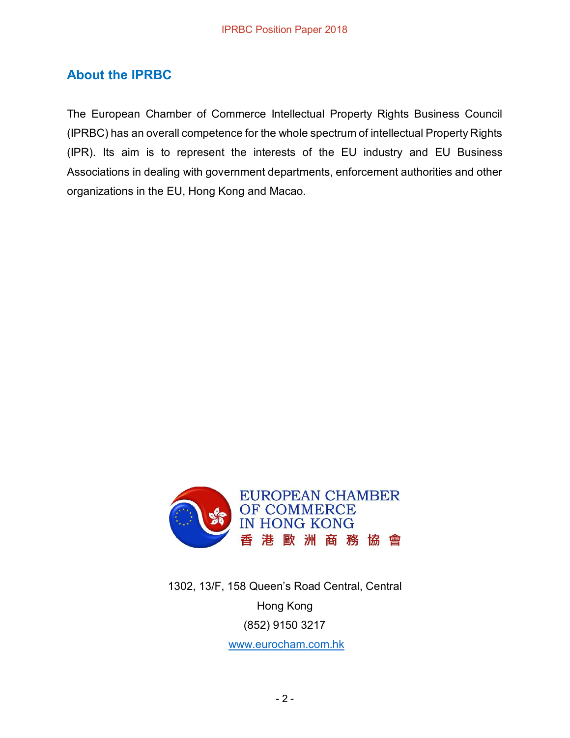## About the IPRBC

The European Chamber of Commerce Intellectual Property Rights Business Council (IPRBC) has an overall competence for the whole spectrum of intellectual Property Rights (IPR). Its aim is to represent the interests of the EU industry and EU Business Associations in dealing with government departments, enforcement authorities and other organizations in the EU, Hong Kong and Macao.

EUROPEAN CHAMBER
OF COMMERCE
IN HONG KONG
香 港 歐 洲 商 務 協 會

1302, 13/F, 158 Queen's Road Central, Central
Hong Kong
(852) 9150 3217
www.eurocham.com.hk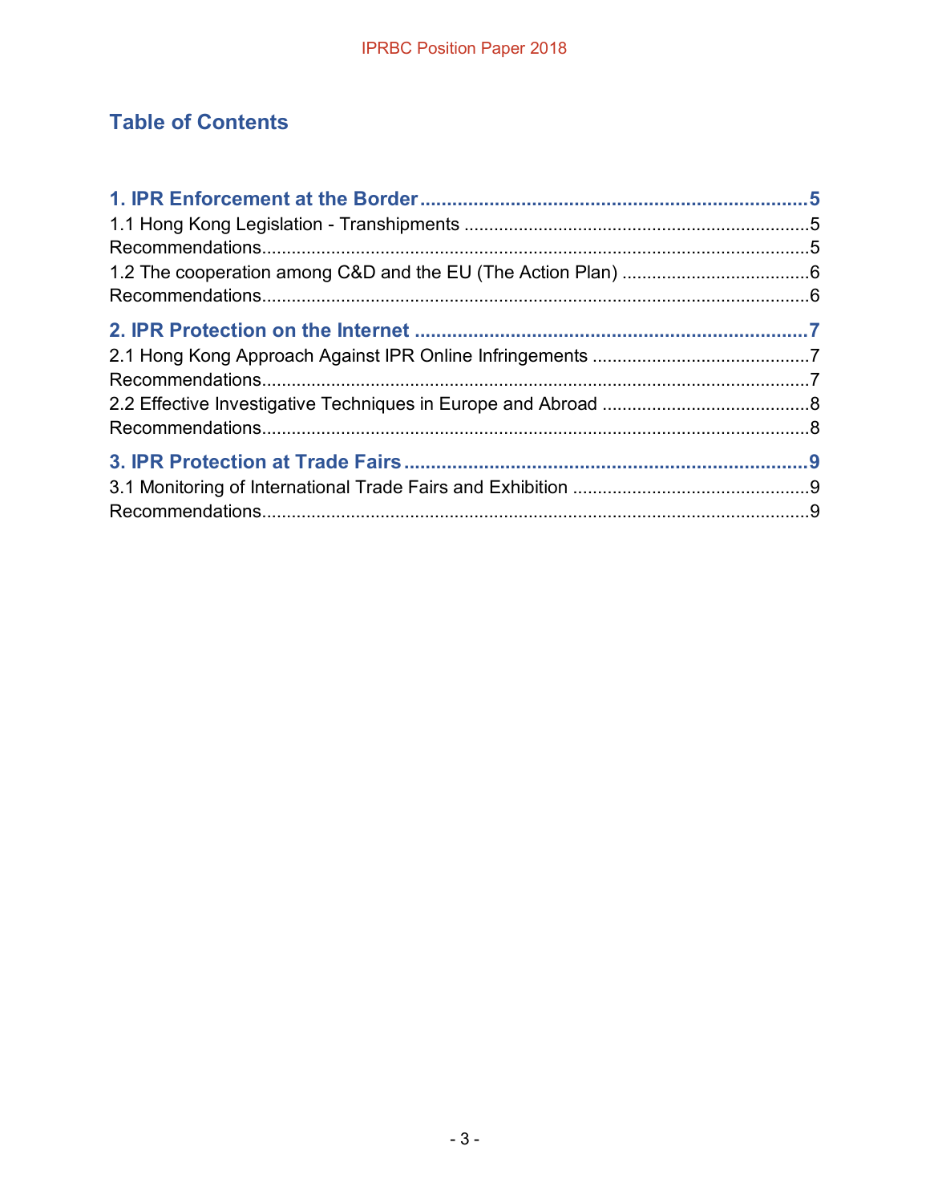# Table of Contents

**1. IPR Enforcement at the Border** ........................................................................ 5
1.1 Hong Kong Legislation - Transhipments .................................................................... 5
Recommendations............................................................................................................. 5
1.2 The cooperation among C&D and the EU (The Action Plan) ..................................... 6
Recommendations............................................................................................................. 6

**2. IPR Protection on the Internet** ......................................................................... 7
2.1 Hong Kong Approach Against IPR Online Infringements ........................................... 7
Recommendations............................................................................................................. 7
2.2 Effective Investigative Techniques in Europe and Abroad .......................................... 8
Recommendations............................................................................................................. 8

**3. IPR Protection at Trade Fairs** ........................................................................... 9
3.1 Monitoring of International Trade Fairs and Exhibition ................................................ 9
Recommendations............................................................................................................. 9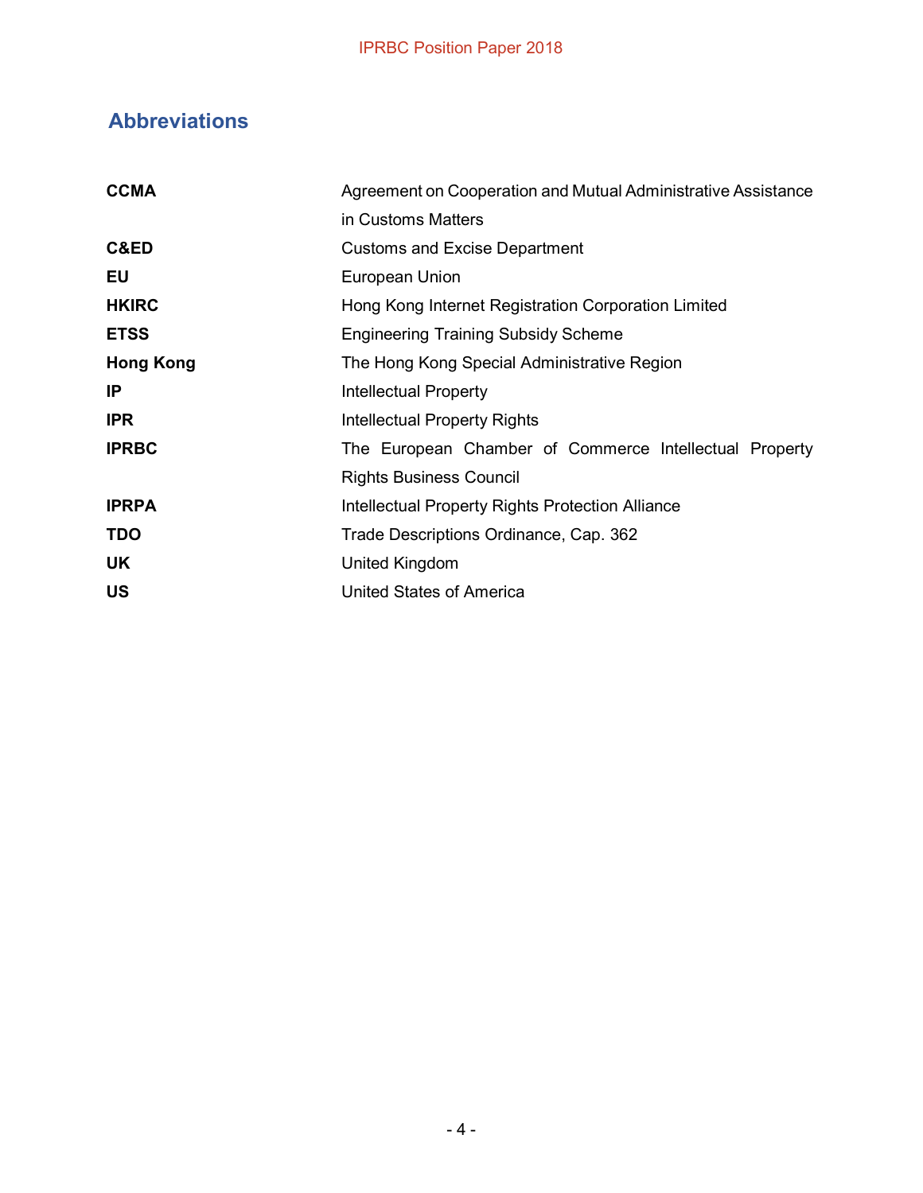## Abbreviations

| | |
|---|---|
| **CCMA** | Agreement on Cooperation and Mutual Administrative Assistance in Customs Matters |
| **C&ED** | Customs and Excise Department |
| **EU** | European Union |
| **HKIRC** | Hong Kong Internet Registration Corporation Limited |
| **ETSS** | Engineering Training Subsidy Scheme |
| **Hong Kong** | The Hong Kong Special Administrative Region |
| **IP** | Intellectual Property |
| **IPR** | Intellectual Property Rights |
| **IPRBC** | The European Chamber of Commerce Intellectual Property Rights Business Council |
| **IPRPA** | Intellectual Property Rights Protection Alliance |
| **TDO** | Trade Descriptions Ordinance, Cap. 362 |
| **UK** | United Kingdom |
| **US** | United States of America |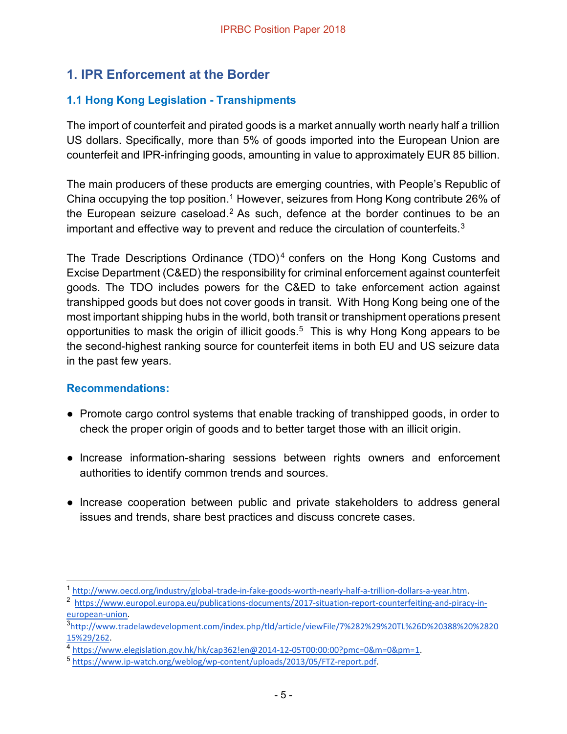# 1. IPR Enforcement at the Border

## 1.1 Hong Kong Legislation - Transhipments

The import of counterfeit and pirated goods is a market annually worth nearly half a trillion US dollars. Specifically, more than 5% of goods imported into the European Union are counterfeit and IPR-infringing goods, amounting in value to approximately EUR 85 billion.

The main producers of these products are emerging countries, with People's Republic of China occupying the top position.[1] However, seizures from Hong Kong contribute 26% of the European seizure caseload.[2] As such, defence at the border continues to be an important and effective way to prevent and reduce the circulation of counterfeits.[3]

The Trade Descriptions Ordinance (TDO)[4] confers on the Hong Kong Customs and Excise Department (C&ED) the responsibility for criminal enforcement against counterfeit goods. The TDO includes powers for the C&ED to take enforcement action against transhipped goods but does not cover goods in transit. With Hong Kong being one of the most important shipping hubs in the world, both transit or transhipment operations present opportunities to mask the origin of illicit goods.[5] This is why Hong Kong appears to be the second-highest ranking source for counterfeit items in both EU and US seizure data in the past few years.

### Recommendations:

- Promote cargo control systems that enable tracking of transhipped goods, in order to check the proper origin of goods and to better target those with an illicit origin.
- Increase information-sharing sessions between rights owners and enforcement authorities to identify common trends and sources.
- Increase cooperation between public and private stakeholders to address general issues and trends, share best practices and discuss concrete cases.

---

[1] http://www.oecd.org/industry/global-trade-in-fake-goods-worth-nearly-half-a-trillion-dollars-a-year.htm.

[2] https://www.europol.europa.eu/publications-documents/2017-situation-report-counterfeiting-and-piracy-in-european-union.

[3] http://www.tradelawdevelopment.com/index.php/tld/article/viewFile/7%282%29%20TL%26D%20388%20%282015%29/262.

[4] https://www.elegislation.gov.hk/hk/cap362!en@2014-12-05T00:00:00?pmc=0&m=0&pm=1.

[5] https://www.ip-watch.org/weblog/wp-content/uploads/2013/05/FTZ-report.pdf.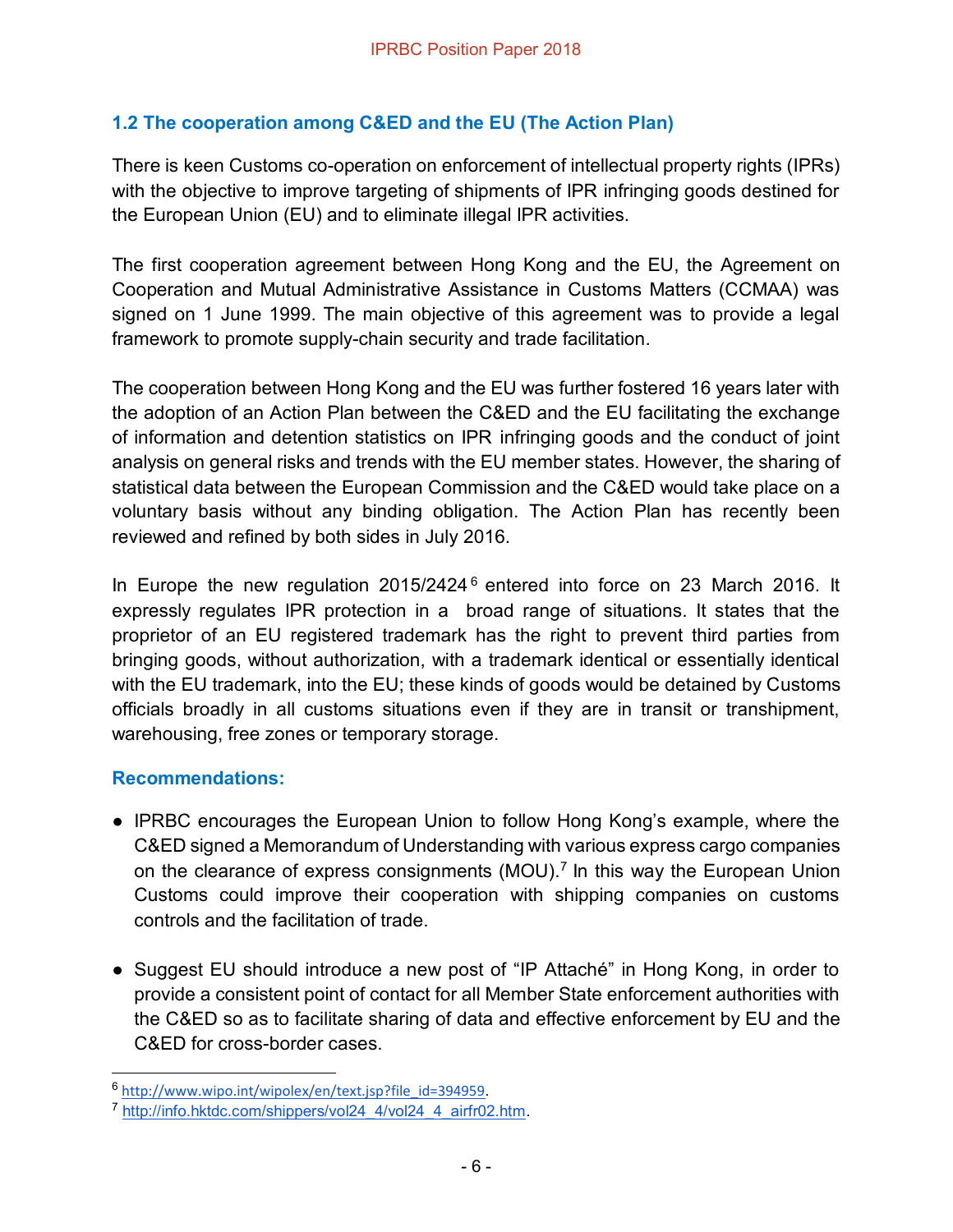## 1.2 The cooperation among C&ED and the EU (The Action Plan)

There is keen Customs co-operation on enforcement of intellectual property rights (IPRs) with the objective to improve targeting of shipments of IPR infringing goods destined for the European Union (EU) and to eliminate illegal IPR activities.

The first cooperation agreement between Hong Kong and the EU, the Agreement on Cooperation and Mutual Administrative Assistance in Customs Matters (CCMAA) was signed on 1 June 1999. The main objective of this agreement was to provide a legal framework to promote supply-chain security and trade facilitation.

The cooperation between Hong Kong and the EU was further fostered 16 years later with the adoption of an Action Plan between the C&ED and the EU facilitating the exchange of information and detention statistics on IPR infringing goods and the conduct of joint analysis on general risks and trends with the EU member states. However, the sharing of statistical data between the European Commission and the C&ED would take place on a voluntary basis without any binding obligation. The Action Plan has recently been reviewed and refined by both sides in July 2016.

In Europe the new regulation 2015/2424[6] entered into force on 23 March 2016. It expressly regulates IPR protection in a broad range of situations. It states that the proprietor of an EU registered trademark has the right to prevent third parties from bringing goods, without authorization, with a trademark identical or essentially identical with the EU trademark, into the EU; these kinds of goods would be detained by Customs officials broadly in all customs situations even if they are in transit or transhipment, warehousing, free zones or temporary storage.

### Recommendations:

- IPRBC encourages the European Union to follow Hong Kong's example, where the C&ED signed a Memorandum of Understanding with various express cargo companies on the clearance of express consignments (MOU).[7] In this way the European Union Customs could improve their cooperation with shipping companies on customs controls and the facilitation of trade.

- Suggest EU should introduce a new post of "IP Attaché" in Hong Kong, in order to provide a consistent point of contact for all Member State enforcement authorities with the C&ED so as to facilitate sharing of data and effective enforcement by EU and the C&ED for cross-border cases.

---

[6] http://www.wipo.int/wipolex/en/text.jsp?file_id=394959.

[7] http://info.hktdc.com/shippers/vol24_4/vol24_4_airfr02.htm.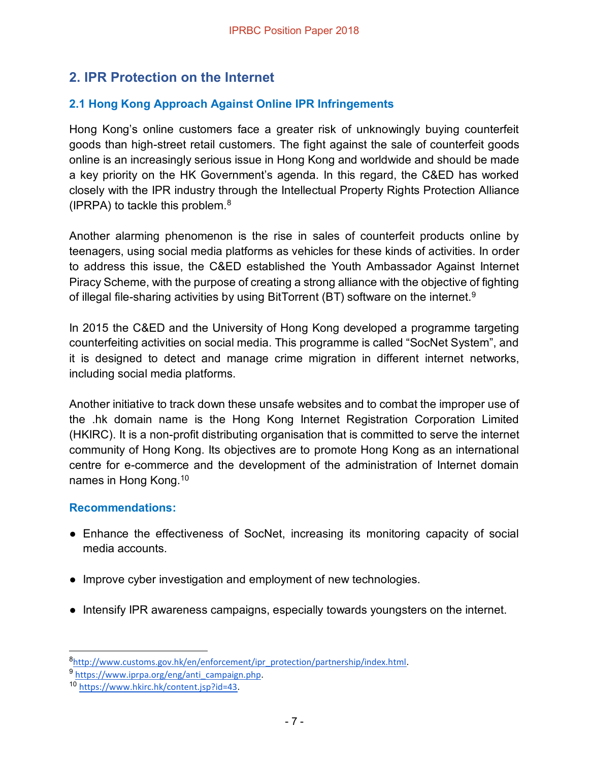## 2. IPR Protection on the Internet

### 2.1 Hong Kong Approach Against Online IPR Infringements

Hong Kong's online customers face a greater risk of unknowingly buying counterfeit goods than high-street retail customers. The fight against the sale of counterfeit goods online is an increasingly serious issue in Hong Kong and worldwide and should be made a key priority on the HK Government's agenda. In this regard, the C&ED has worked closely with the IPR industry through the Intellectual Property Rights Protection Alliance (IPRPA) to tackle this problem.[8]

Another alarming phenomenon is the rise in sales of counterfeit products online by teenagers, using social media platforms as vehicles for these kinds of activities. In order to address this issue, the C&ED established the Youth Ambassador Against Internet Piracy Scheme, with the purpose of creating a strong alliance with the objective of fighting of illegal file-sharing activities by using BitTorrent (BT) software on the internet.[9]

In 2015 the C&ED and the University of Hong Kong developed a programme targeting counterfeiting activities on social media. This programme is called "SocNet System", and it is designed to detect and manage crime migration in different internet networks, including social media platforms.

Another initiative to track down these unsafe websites and to combat the improper use of the .hk domain name is the Hong Kong Internet Registration Corporation Limited (HKIRC). It is a non-profit distributing organisation that is committed to serve the internet community of Hong Kong. Its objectives are to promote Hong Kong as an international centre for e-commerce and the development of the administration of Internet domain names in Hong Kong.[10]

**Recommendations:**

- Enhance the effectiveness of SocNet, increasing its monitoring capacity of social media accounts.
- Improve cyber investigation and employment of new technologies.
- Intensify IPR awareness campaigns, especially towards youngsters on the internet.

---

[8] http://www.customs.gov.hk/en/enforcement/ipr_protection/partnership/index.html.

[9] https://www.iprpa.org/eng/anti_campaign.php.

[10] https://www.hkirc.hk/content.jsp?id=43.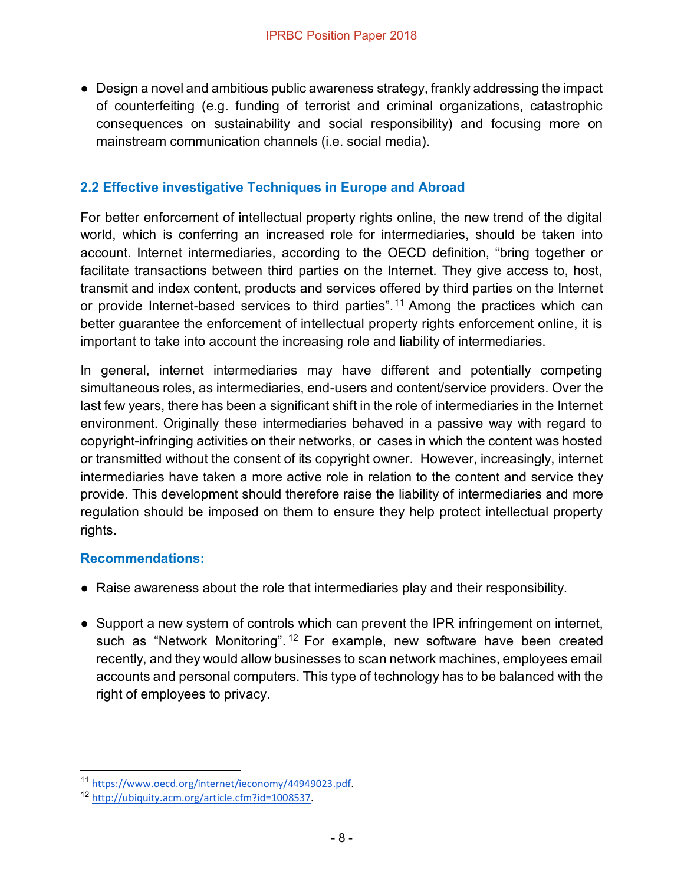- Design a novel and ambitious public awareness strategy, frankly addressing the impact of counterfeiting (e.g. funding of terrorist and criminal organizations, catastrophic consequences on sustainability and social responsibility) and focusing more on mainstream communication channels (i.e. social media).

### 2.2 Effective investigative Techniques in Europe and Abroad

For better enforcement of intellectual property rights online, the new trend of the digital world, which is conferring an increased role for intermediaries, should be taken into account. Internet intermediaries, according to the OECD definition, "bring together or facilitate transactions between third parties on the Internet. They give access to, host, transmit and index content, products and services offered by third parties on the Internet or provide Internet-based services to third parties".[11] Among the practices which can better guarantee the enforcement of intellectual property rights enforcement online, it is important to take into account the increasing role and liability of intermediaries.

In general, internet intermediaries may have different and potentially competing simultaneous roles, as intermediaries, end-users and content/service providers. Over the last few years, there has been a significant shift in the role of intermediaries in the Internet environment. Originally these intermediaries behaved in a passive way with regard to copyright-infringing activities on their networks, or cases in which the content was hosted or transmitted without the consent of its copyright owner. However, increasingly, internet intermediaries have taken a more active role in relation to the content and service they provide. This development should therefore raise the liability of intermediaries and more regulation should be imposed on them to ensure they help protect intellectual property rights.

**Recommendations:**

- Raise awareness about the role that intermediaries play and their responsibility.
- Support a new system of controls which can prevent the IPR infringement on internet, such as "Network Monitoring".[12] For example, new software have been created recently, and they would allow businesses to scan network machines, employees email accounts and personal computers. This type of technology has to be balanced with the right of employees to privacy.

---

[11] https://www.oecd.org/internet/ieconomy/44949023.pdf.

[12] http://ubiquity.acm.org/article.cfm?id=1008537.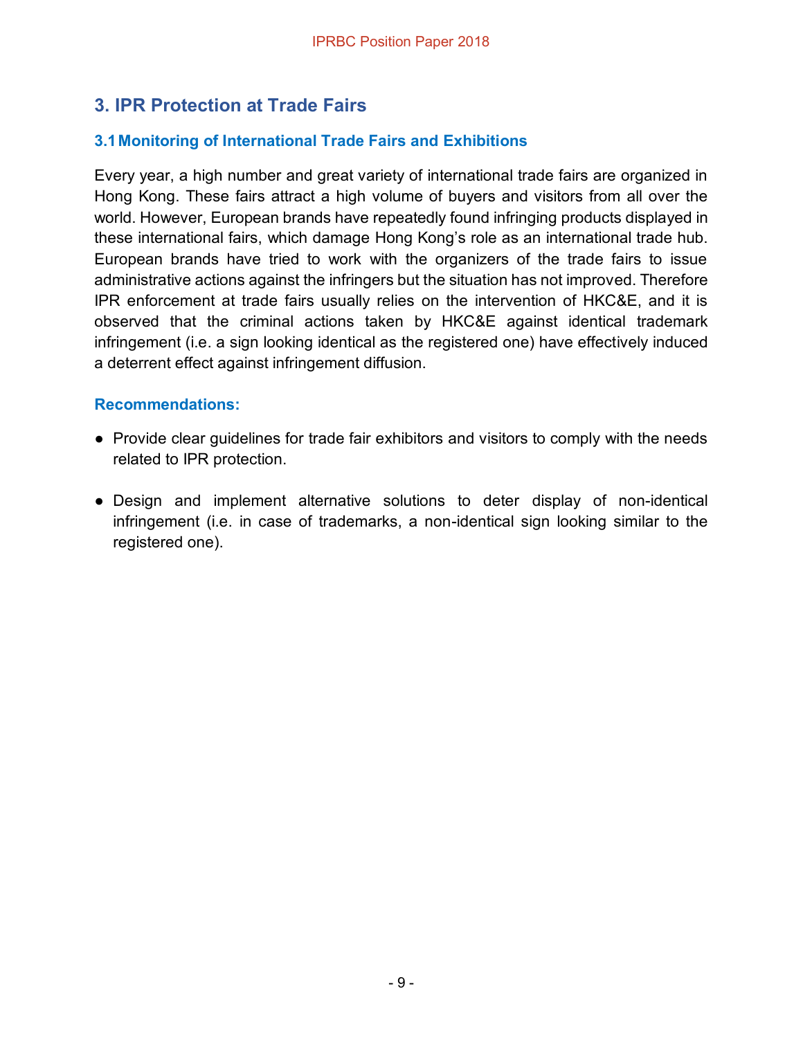## 3. IPR Protection at Trade Fairs

### 3.1 Monitoring of International Trade Fairs and Exhibitions

Every year, a high number and great variety of international trade fairs are organized in Hong Kong. These fairs attract a high volume of buyers and visitors from all over the world. However, European brands have repeatedly found infringing products displayed in these international fairs, which damage Hong Kong's role as an international trade hub. European brands have tried to work with the organizers of the trade fairs to issue administrative actions against the infringers but the situation has not improved. Therefore IPR enforcement at trade fairs usually relies on the intervention of HKC&E, and it is observed that the criminal actions taken by HKC&E against identical trademark infringement (i.e. a sign looking identical as the registered one) have effectively induced a deterrent effect against infringement diffusion.

**Recommendations:**

- Provide clear guidelines for trade fair exhibitors and visitors to comply with the needs related to IPR protection.
- Design and implement alternative solutions to deter display of non-identical infringement (i.e. in case of trademarks, a non-identical sign looking similar to the registered one).